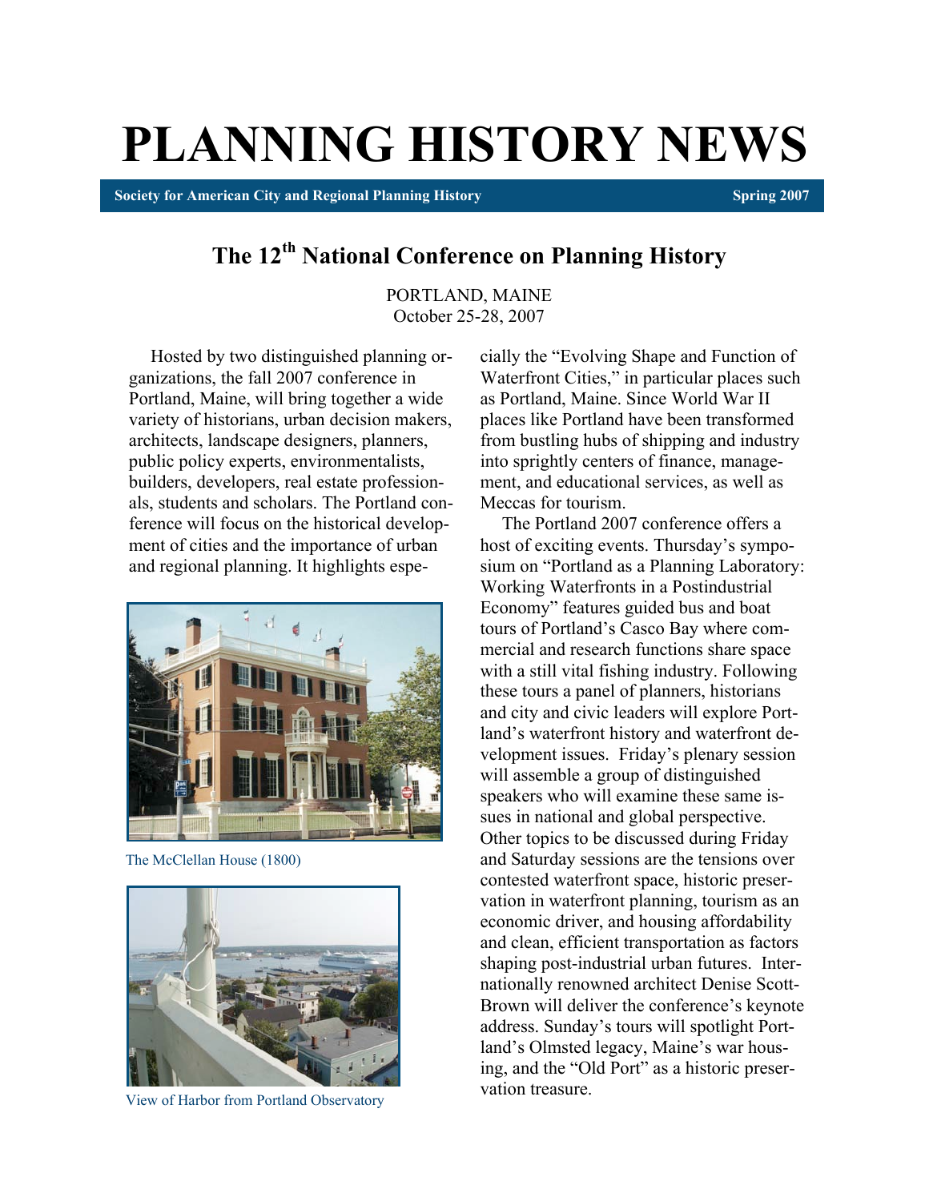# PLANNING HISTORY NEWS

**Society for American City and Regional Planning History** **Spring 2007**

## The 12th National Conference on Planning History

PORTLAND, MAINE
October 25-28, 2007

Hosted by two distinguished planning organizations, the fall 2007 conference in Portland, Maine, will bring together a wide variety of historians, urban decision makers, architects, landscape designers, planners, public policy experts, environmentalists, builders, developers, real estate professionals, students and scholars. The Portland conference will focus on the historical development of cities and the importance of urban and regional planning. It highlights especially the "Evolving Shape and Function of Waterfront Cities," in particular places such as Portland, Maine. Since World War II places like Portland have been transformed from bustling hubs of shipping and industry into sprightly centers of finance, management, and educational services, as well as Meccas for tourism.

The Portland 2007 conference offers a host of exciting events. Thursday's symposium on "Portland as a Planning Laboratory: Working Waterfronts in a Postindustrial Economy" features guided bus and boat tours of Portland's Casco Bay where commercial and research functions share space with a still vital fishing industry. Following these tours a panel of planners, historians and city and civic leaders will explore Portland's waterfront history and waterfront development issues. Friday's plenary session will assemble a group of distinguished speakers who will examine these same issues in national and global perspective. Other topics to be discussed during Friday and Saturday sessions are the tensions over contested waterfront space, historic preservation in waterfront planning, tourism as an economic driver, and housing affordability and clean, efficient transportation as factors shaping post-industrial urban futures. Internationally renowned architect Denise Scott-Brown will deliver the conference's keynote address. Sunday's tours will spotlight Portland's Olmsted legacy, Maine's war housing, and the "Old Port" as a historic preservation treasure.

The McClellan House (1800)

View of Harbor from Portland Observatory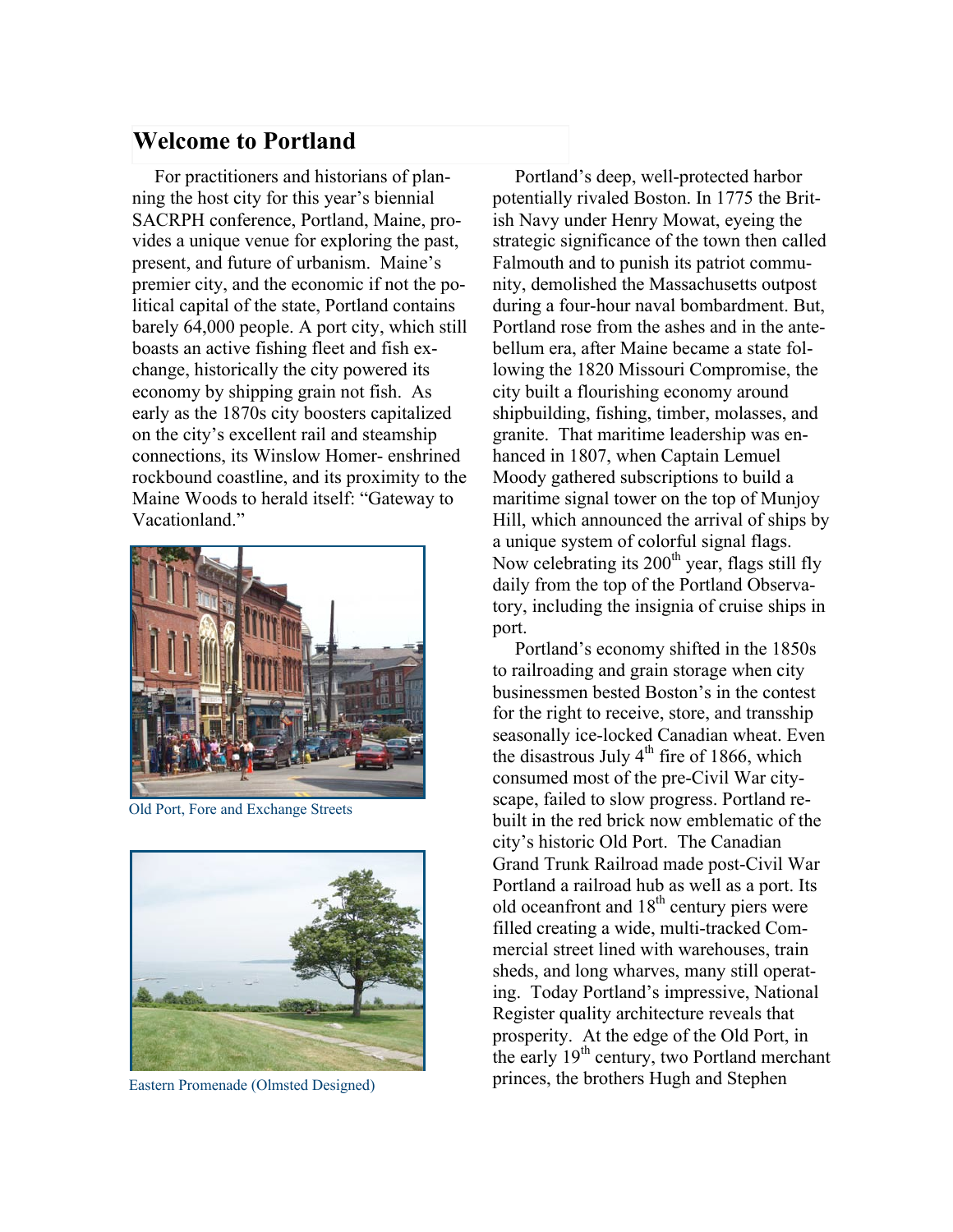## Welcome to Portland

For practitioners and historians of planning the host city for this year's biennial SACRPH conference, Portland, Maine, provides a unique venue for exploring the past, present, and future of urbanism. Maine's premier city, and the economic if not the political capital of the state, Portland contains barely 64,000 people. A port city, which still boasts an active fishing fleet and fish exchange, historically the city powered its economy by shipping grain not fish. As early as the 1870s city boosters capitalized on the city's excellent rail and steamship connections, its Winslow Homer- enshrined rockbound coastline, and its proximity to the Maine Woods to herald itself: "Gateway to Vacationland."

Old Port, Fore and Exchange Streets

Eastern Promenade (Olmsted Designed)

Portland's deep, well-protected harbor potentially rivaled Boston. In 1775 the British Navy under Henry Mowat, eyeing the strategic significance of the town then called Falmouth and to punish its patriot community, demolished the Massachusetts outpost during a four-hour naval bombardment. But, Portland rose from the ashes and in the antebellum era, after Maine became a state following the 1820 Missouri Compromise, the city built a flourishing economy around shipbuilding, fishing, timber, molasses, and granite. That maritime leadership was enhanced in 1807, when Captain Lemuel Moody gathered subscriptions to build a maritime signal tower on the top of Munjoy Hill, which announced the arrival of ships by a unique system of colorful signal flags. Now celebrating its 200th year, flags still fly daily from the top of the Portland Observatory, including the insignia of cruise ships in port.

Portland's economy shifted in the 1850s to railroading and grain storage when city businessmen bested Boston's in the contest for the right to receive, store, and transship seasonally ice-locked Canadian wheat. Even the disastrous July 4th fire of 1866, which consumed most of the pre-Civil War cityscape, failed to slow progress. Portland rebuilt in the red brick now emblematic of the city's historic Old Port. The Canadian Grand Trunk Railroad made post-Civil War Portland a railroad hub as well as a port. Its old oceanfront and 18th century piers were filled creating a wide, multi-tracked Commercial street lined with warehouses, train sheds, and long wharves, many still operating. Today Portland's impressive, National Register quality architecture reveals that prosperity. At the edge of the Old Port, in the early 19th century, two Portland merchant princes, the brothers Hugh and Stephen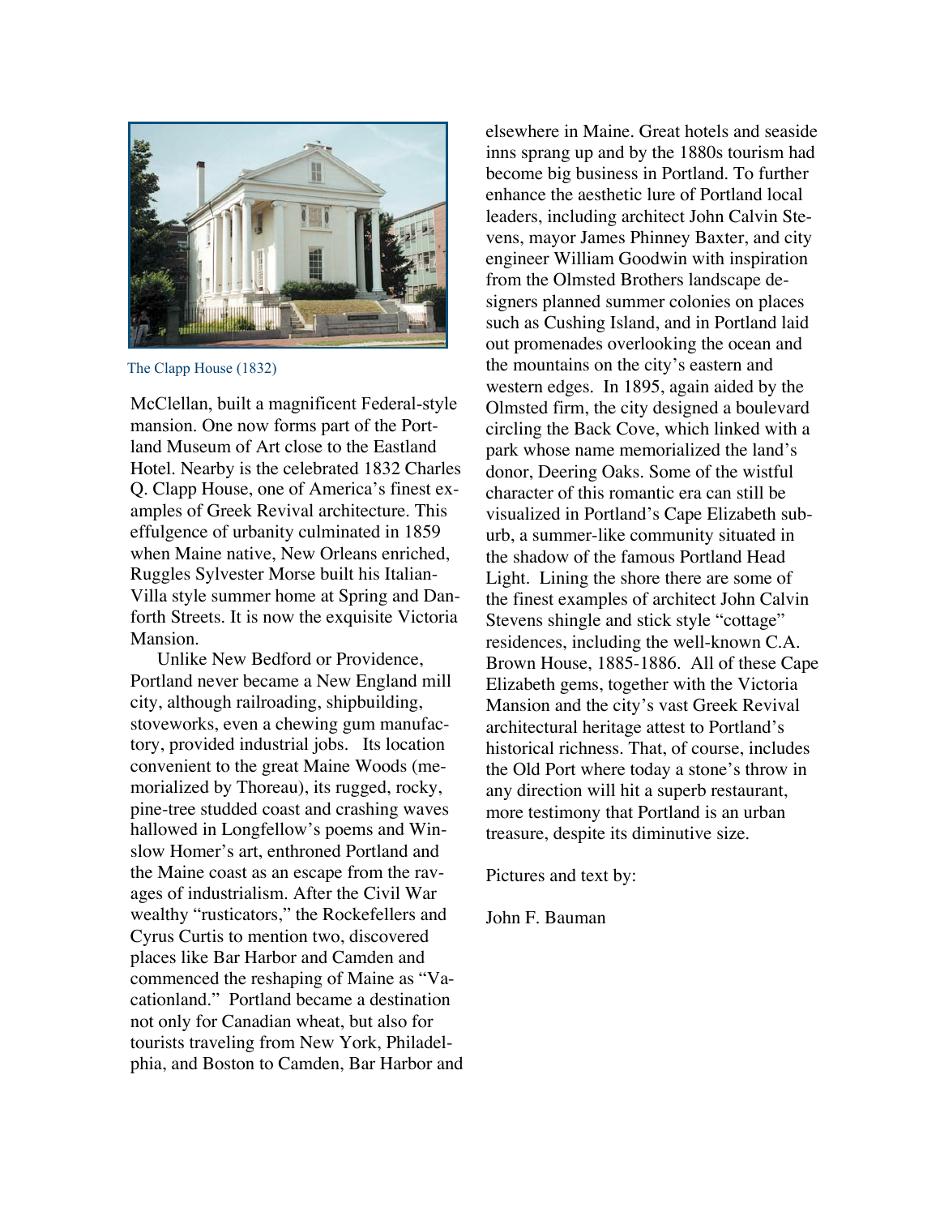The Clapp House (1832)

McClellan, built a magnificent Federal-style mansion. One now forms part of the Portland Museum of Art close to the Eastland Hotel. Nearby is the celebrated 1832 Charles Q. Clapp House, one of America's finest examples of Greek Revival architecture. This effulgence of urbanity culminated in 1859 when Maine native, New Orleans enriched, Ruggles Sylvester Morse built his Italian-Villa style summer home at Spring and Danforth Streets. It is now the exquisite Victoria Mansion.

Unlike New Bedford or Providence, Portland never became a New England mill city, although railroading, shipbuilding, stoveworks, even a chewing gum manufactory, provided industrial jobs. Its location convenient to the great Maine Woods (memorialized by Thoreau), its rugged, rocky, pine-tree studded coast and crashing waves hallowed in Longfellow's poems and Winslow Homer's art, enthroned Portland and the Maine coast as an escape from the ravages of industrialism. After the Civil War wealthy "rusticators," the Rockefellers and Cyrus Curtis to mention two, discovered places like Bar Harbor and Camden and commenced the reshaping of Maine as "Vacationland." Portland became a destination not only for Canadian wheat, but also for tourists traveling from New York, Philadelphia, and Boston to Camden, Bar Harbor and elsewhere in Maine. Great hotels and seaside inns sprang up and by the 1880s tourism had become big business in Portland. To further enhance the aesthetic lure of Portland local leaders, including architect John Calvin Stevens, mayor James Phinney Baxter, and city engineer William Goodwin with inspiration from the Olmsted Brothers landscape designers planned summer colonies on places such as Cushing Island, and in Portland laid out promenades overlooking the ocean and the mountains on the city's eastern and western edges. In 1895, again aided by the Olmsted firm, the city designed a boulevard circling the Back Cove, which linked with a park whose name memorialized the land's donor, Deering Oaks. Some of the wistful character of this romantic era can still be visualized in Portland's Cape Elizabeth suburb, a summer-like community situated in the shadow of the famous Portland Head Light. Lining the shore there are some of the finest examples of architect John Calvin Stevens shingle and stick style "cottage" residences, including the well-known C.A. Brown House, 1885-1886. All of these Cape Elizabeth gems, together with the Victoria Mansion and the city's vast Greek Revival architectural heritage attest to Portland's historical richness. That, of course, includes the Old Port where today a stone's throw in any direction will hit a superb restaurant, more testimony that Portland is an urban treasure, despite its diminutive size.

Pictures and text by:

John F. Bauman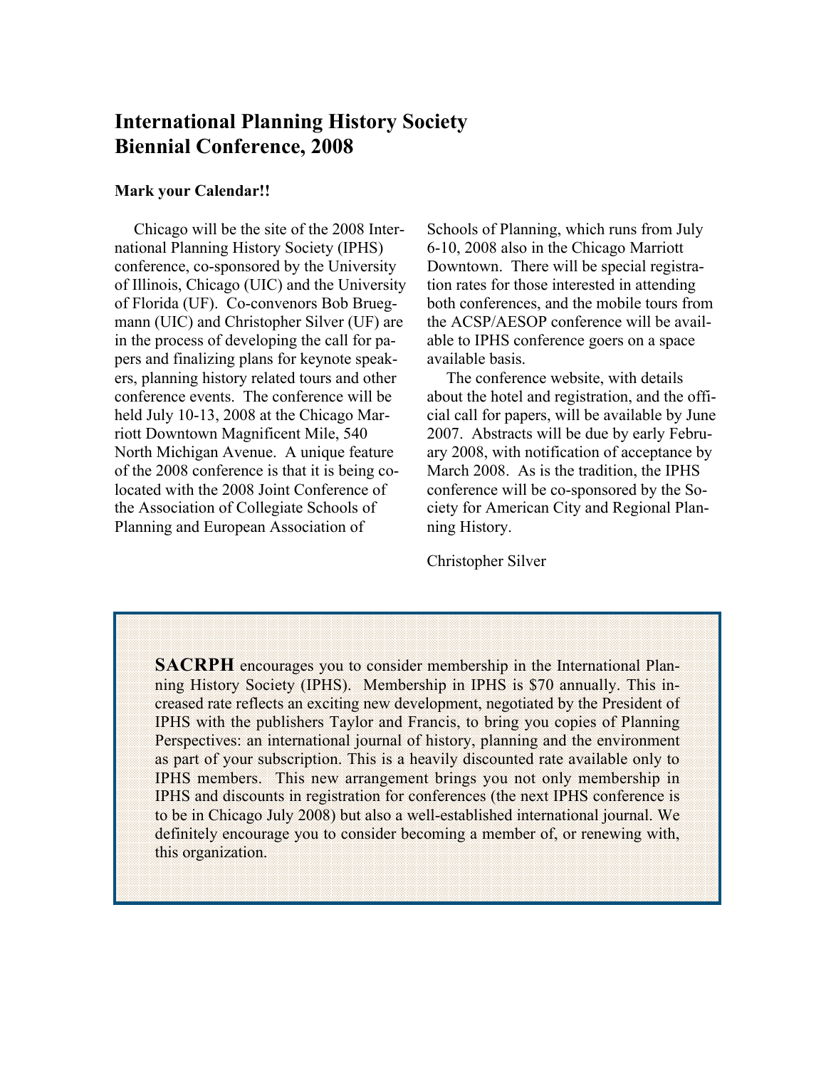# International Planning History Society Biennial Conference, 2008

**Mark your Calendar!!**

Chicago will be the site of the 2008 International Planning History Society (IPHS) conference, co-sponsored by the University of Illinois, Chicago (UIC) and the University of Florida (UF). Co-convenors Bob Bruegmann (UIC) and Christopher Silver (UF) are in the process of developing the call for papers and finalizing plans for keynote speakers, planning history related tours and other conference events. The conference will be held July 10-13, 2008 at the Chicago Marriott Downtown Magnificent Mile, 540 North Michigan Avenue. A unique feature of the 2008 conference is that it is being co-located with the 2008 Joint Conference of the Association of Collegiate Schools of Planning and European Association of Schools of Planning, which runs from July 6-10, 2008 also in the Chicago Marriott Downtown. There will be special registration rates for those interested in attending both conferences, and the mobile tours from the ACSP/AESOP conference will be available to IPHS conference goers on a space available basis.

The conference website, with details about the hotel and registration, and the official call for papers, will be available by June 2007. Abstracts will be due by early February 2008, with notification of acceptance by March 2008. As is the tradition, the IPHS conference will be co-sponsored by the Society for American City and Regional Planning History.

Christopher Silver

---

**SACRPH** encourages you to consider membership in the International Planning History Society (IPHS). Membership in IPHS is $70 annually. This increased rate reflects an exciting new development, negotiated by the President of IPHS with the publishers Taylor and Francis, to bring you copies of Planning Perspectives: an international journal of history, planning and the environment as part of your subscription. This is a heavily discounted rate available only to IPHS members. This new arrangement brings you not only membership in IPHS and discounts in registration for conferences (the next IPHS conference is to be in Chicago July 2008) but also a well-established international journal. We definitely encourage you to consider becoming a member of, or renewing with, this organization.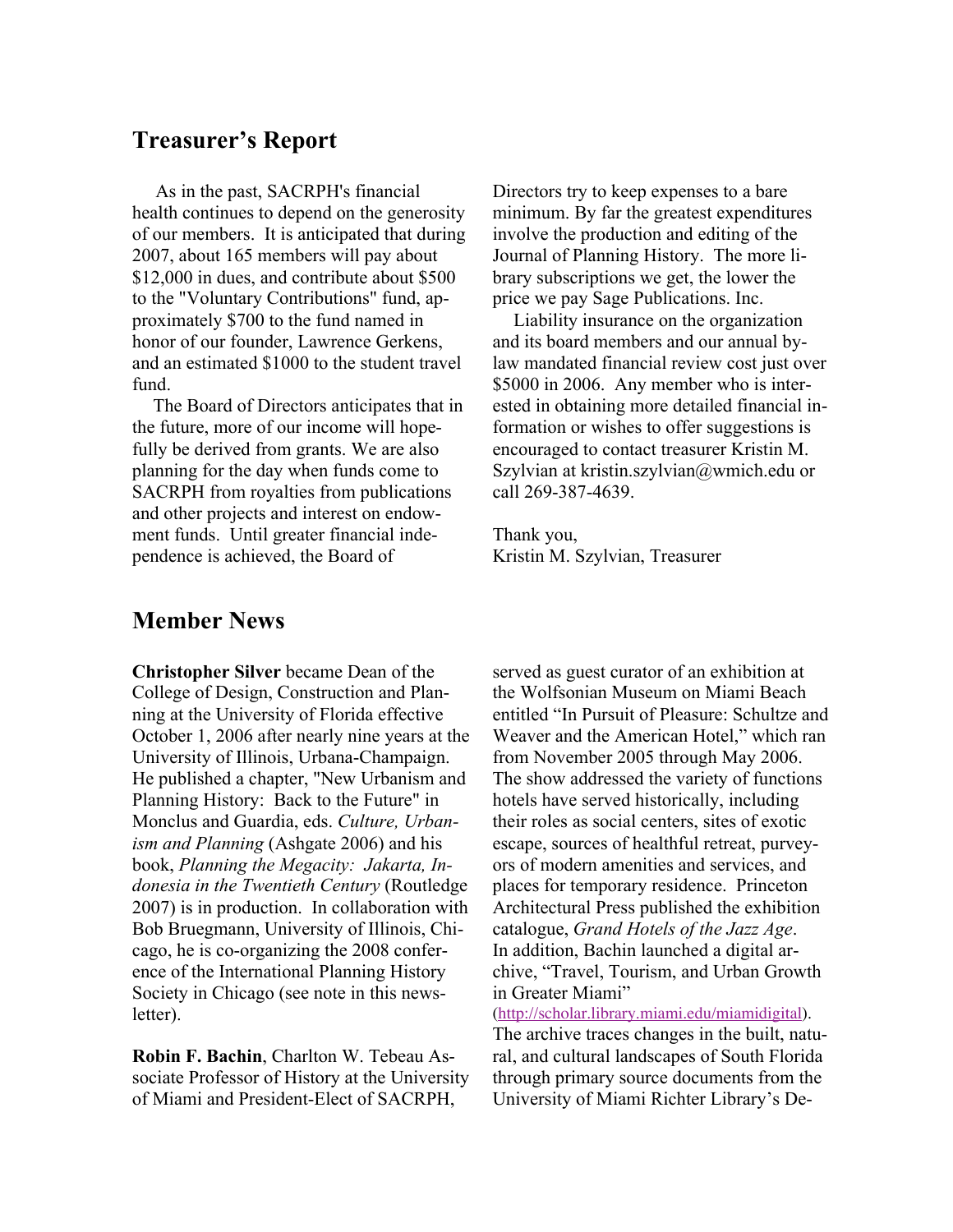## Treasurer's Report

As in the past, SACRPH's financial health continues to depend on the generosity of our members. It is anticipated that during 2007, about 165 members will pay about $12,000 in dues, and contribute about $500 to the "Voluntary Contributions" fund, approximately $700 to the fund named in honor of our founder, Lawrence Gerkens, and an estimated $1000 to the student travel fund.

The Board of Directors anticipates that in the future, more of our income will hopefully be derived from grants. We are also planning for the day when funds come to SACRPH from royalties from publications and other projects and interest on endowment funds. Until greater financial independence is achieved, the Board of Directors try to keep expenses to a bare minimum. By far the greatest expenditures involve the production and editing of the Journal of Planning History. The more library subscriptions we get, the lower the price we pay Sage Publications. Inc.

Liability insurance on the organization and its board members and our annual by-law mandated financial review cost just over $5000 in 2006. Any member who is interested in obtaining more detailed financial information or wishes to offer suggestions is encouraged to contact treasurer Kristin M. Szylvian at kristin.szylvian@wmich.edu or call 269-387-4639.

Thank you,
Kristin M. Szylvian, Treasurer

## Member News

**Christopher Silver** became Dean of the College of Design, Construction and Planning at the University of Florida effective October 1, 2006 after nearly nine years at the University of Illinois, Urbana-Champaign. He published a chapter, "New Urbanism and Planning History: Back to the Future" in Monclus and Guardia, eds. *Culture, Urbanism and Planning* (Ashgate 2006) and his book, *Planning the Megacity: Jakarta, Indonesia in the Twentieth Century* (Routledge 2007) is in production. In collaboration with Bob Bruegmann, University of Illinois, Chicago, he is co-organizing the 2008 conference of the International Planning History Society in Chicago (see note in this newsletter).

**Robin F. Bachin**, Charlton W. Tebeau Associate Professor of History at the University of Miami and President-Elect of SACRPH, served as guest curator of an exhibition at the Wolfsonian Museum on Miami Beach entitled "In Pursuit of Pleasure: Schultze and Weaver and the American Hotel," which ran from November 2005 through May 2006. The show addressed the variety of functions hotels have served historically, including their roles as social centers, sites of exotic escape, sources of healthful retreat, purveyors of modern amenities and services, and places for temporary residence. Princeton Architectural Press published the exhibition catalogue, *Grand Hotels of the Jazz Age*. In addition, Bachin launched a digital archive, "Travel, Tourism, and Urban Growth in Greater Miami" (http://scholar.library.miami.edu/miamidigital). The archive traces changes in the built, natural, and cultural landscapes of South Florida through primary source documents from the University of Miami Richter Library's De-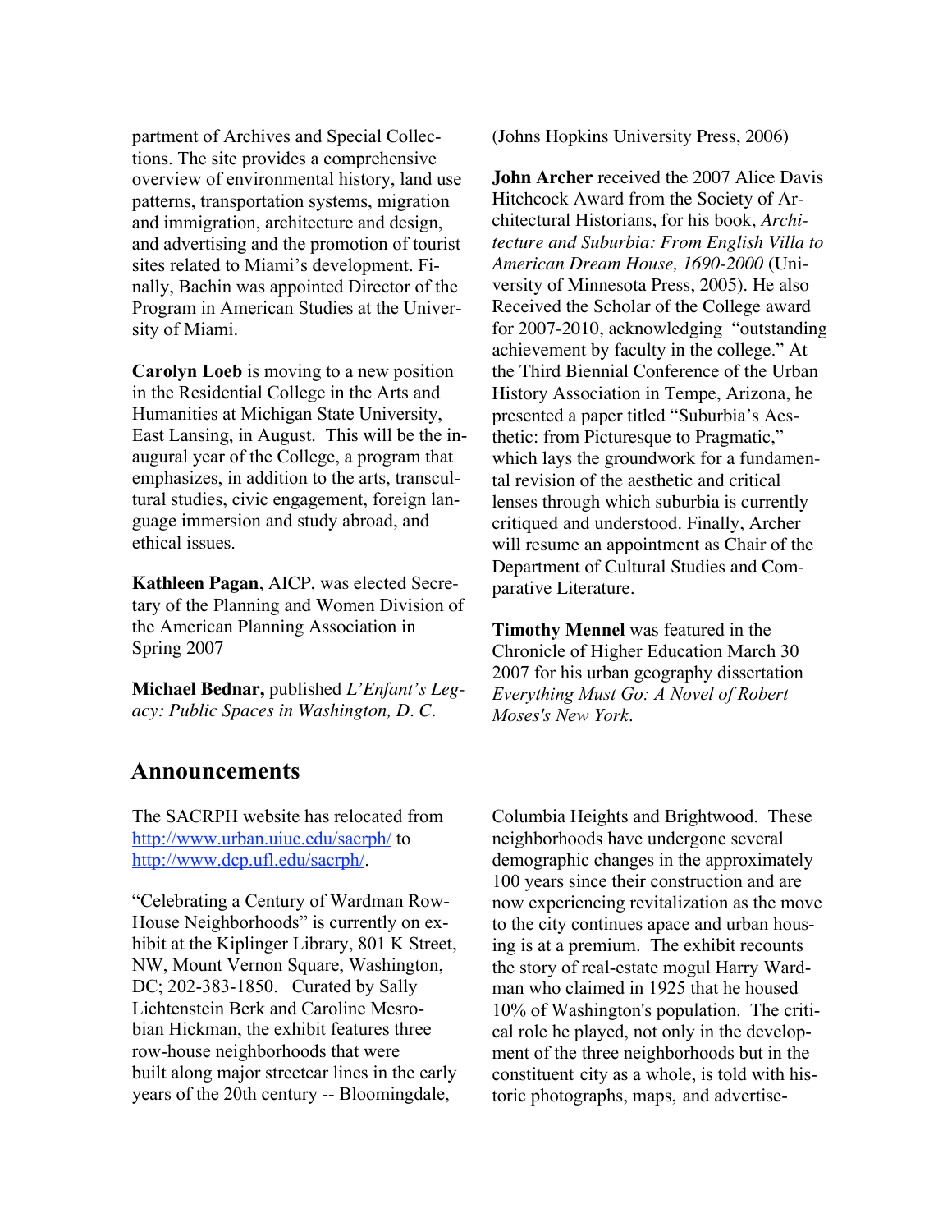partment of Archives and Special Collections. The site provides a comprehensive overview of environmental history, land use patterns, transportation systems, migration and immigration, architecture and design, and advertising and the promotion of tourist sites related to Miami's development. Finally, Bachin was appointed Director of the Program in American Studies at the University of Miami.

**Carolyn Loeb** is moving to a new position in the Residential College in the Arts and Humanities at Michigan State University, East Lansing, in August. This will be the inaugural year of the College, a program that emphasizes, in addition to the arts, transcultural studies, civic engagement, foreign language immersion and study abroad, and ethical issues.

**Kathleen Pagan**, AICP, was elected Secretary of the Planning and Women Division of the American Planning Association in Spring 2007

**Michael Bednar,** published *L'Enfant's Legacy: Public Spaces in Washington, D. C.* (Johns Hopkins University Press, 2006)

**John Archer** received the 2007 Alice Davis Hitchcock Award from the Society of Architectural Historians, for his book, *Architecture and Suburbia: From English Villa to American Dream House, 1690-2000* (University of Minnesota Press, 2005). He also Received the Scholar of the College award for 2007-2010, acknowledging "outstanding achievement by faculty in the college." At the Third Biennial Conference of the Urban History Association in Tempe, Arizona, he presented a paper titled "Suburbia's Aesthetic: from Picturesque to Pragmatic," which lays the groundwork for a fundamental revision of the aesthetic and critical lenses through which suburbia is currently critiqued and understood. Finally, Archer will resume an appointment as Chair of the Department of Cultural Studies and Comparative Literature.

**Timothy Mennel** was featured in the Chronicle of Higher Education March 30 2007 for his urban geography dissertation *Everything Must Go: A Novel of Robert Moses's New York*.

## Announcements

The SACRPH website has relocated from http://www.urban.uiuc.edu/sacrph/ to http://www.dcp.ufl.edu/sacrph/.

"Celebrating a Century of Wardman Row-House Neighborhoods" is currently on exhibit at the Kiplinger Library, 801 K Street, NW, Mount Vernon Square, Washington, DC; 202-383-1850. Curated by Sally Lichtenstein Berk and Caroline Mesrobian Hickman, the exhibit features three row-house neighborhoods that were built along major streetcar lines in the early years of the 20th century -- Bloomingdale, Columbia Heights and Brightwood. These neighborhoods have undergone several demographic changes in the approximately 100 years since their construction and are now experiencing revitalization as the move to the city continues apace and urban housing is at a premium. The exhibit recounts the story of real-estate mogul Harry Wardman who claimed in 1925 that he housed 10% of Washington's population. The critical role he played, not only in the development of the three neighborhoods but in the constituent city as a whole, is told with historic photographs, maps, and advertise-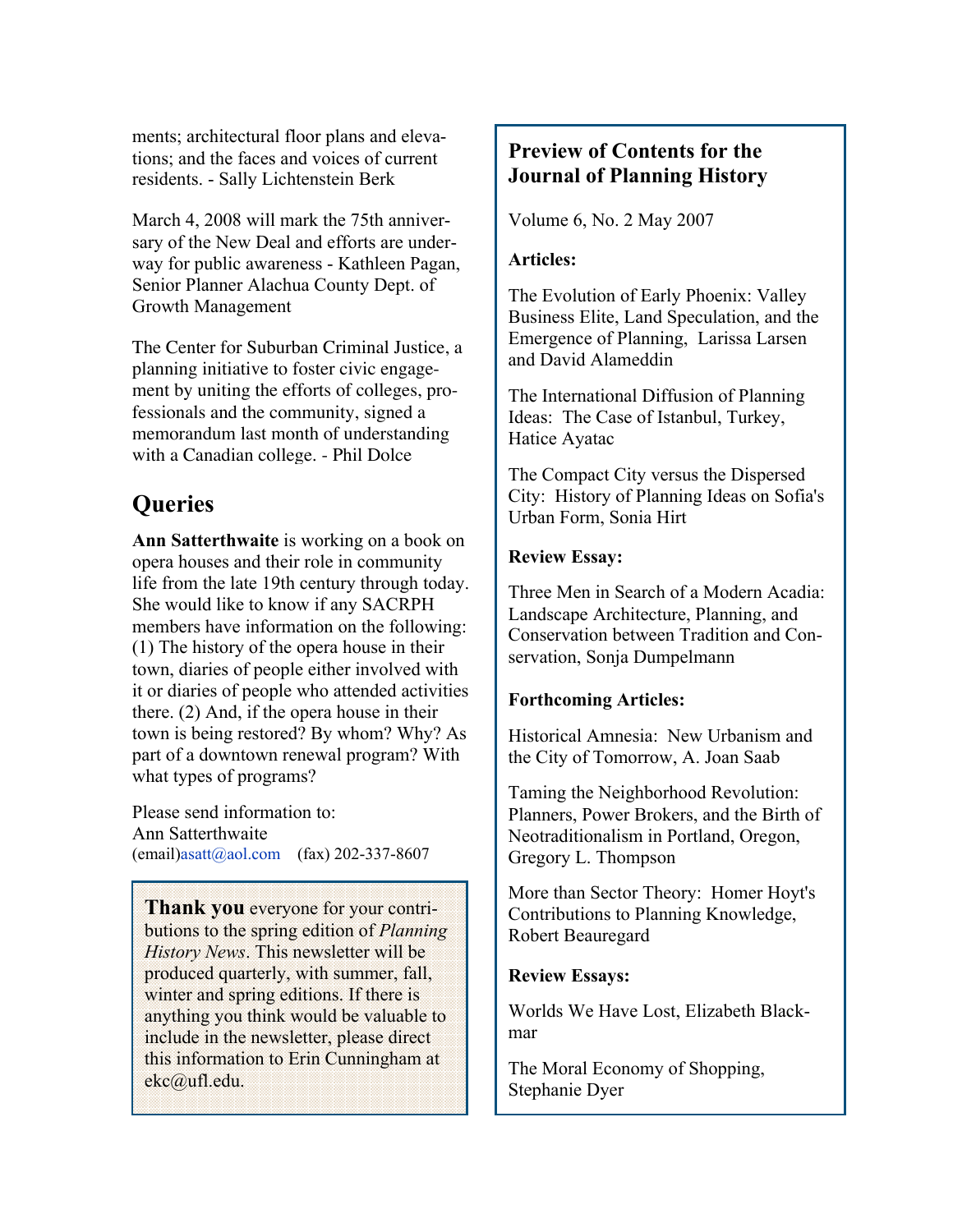ments; architectural floor plans and elevations; and the faces and voices of current residents. - Sally Lichtenstein Berk

March 4, 2008 will mark the 75th anniversary of the New Deal and efforts are underway for public awareness - Kathleen Pagan, Senior Planner Alachua County Dept. of Growth Management

The Center for Suburban Criminal Justice, a planning initiative to foster civic engagement by uniting the efforts of colleges, professionals and the community, signed a memorandum last month of understanding with a Canadian college. - Phil Dolce

## Queries

**Ann Satterthwaite** is working on a book on opera houses and their role in community life from the late 19th century through today. She would like to know if any SACRPH members have information on the following: (1) The history of the opera house in their town, diaries of people either involved with it or diaries of people who attended activities there. (2) And, if the opera house in their town is being restored? By whom? Why? As part of a downtown renewal program? With what types of programs?

Please send information to:
Ann Satterthwaite
(email)asatt@aol.com (fax) 202-337-8607

**Thank you** everyone for your contributions to the spring edition of *Planning History News*. This newsletter will be produced quarterly, with summer, fall, winter and spring editions. If there is anything you think would be valuable to include in the newsletter, please direct this information to Erin Cunningham at ekc@ufl.edu.

## Preview of Contents for the Journal of Planning History

Volume 6, No. 2 May 2007

**Articles:**

The Evolution of Early Phoenix: Valley Business Elite, Land Speculation, and the Emergence of Planning, Larissa Larsen and David Alameddin

The International Diffusion of Planning Ideas: The Case of Istanbul, Turkey, Hatice Ayatac

The Compact City versus the Dispersed City: History of Planning Ideas on Sofia's Urban Form, Sonia Hirt

**Review Essay:**

Three Men in Search of a Modern Acadia: Landscape Architecture, Planning, and Conservation between Tradition and Conservation, Sonja Dumpelmann

**Forthcoming Articles:**

Historical Amnesia: New Urbanism and the City of Tomorrow, A. Joan Saab

Taming the Neighborhood Revolution: Planners, Power Brokers, and the Birth of Neotraditionalism in Portland, Oregon, Gregory L. Thompson

More than Sector Theory: Homer Hoyt's Contributions to Planning Knowledge, Robert Beauregard

**Review Essays:**

Worlds We Have Lost, Elizabeth Blackmar

The Moral Economy of Shopping, Stephanie Dyer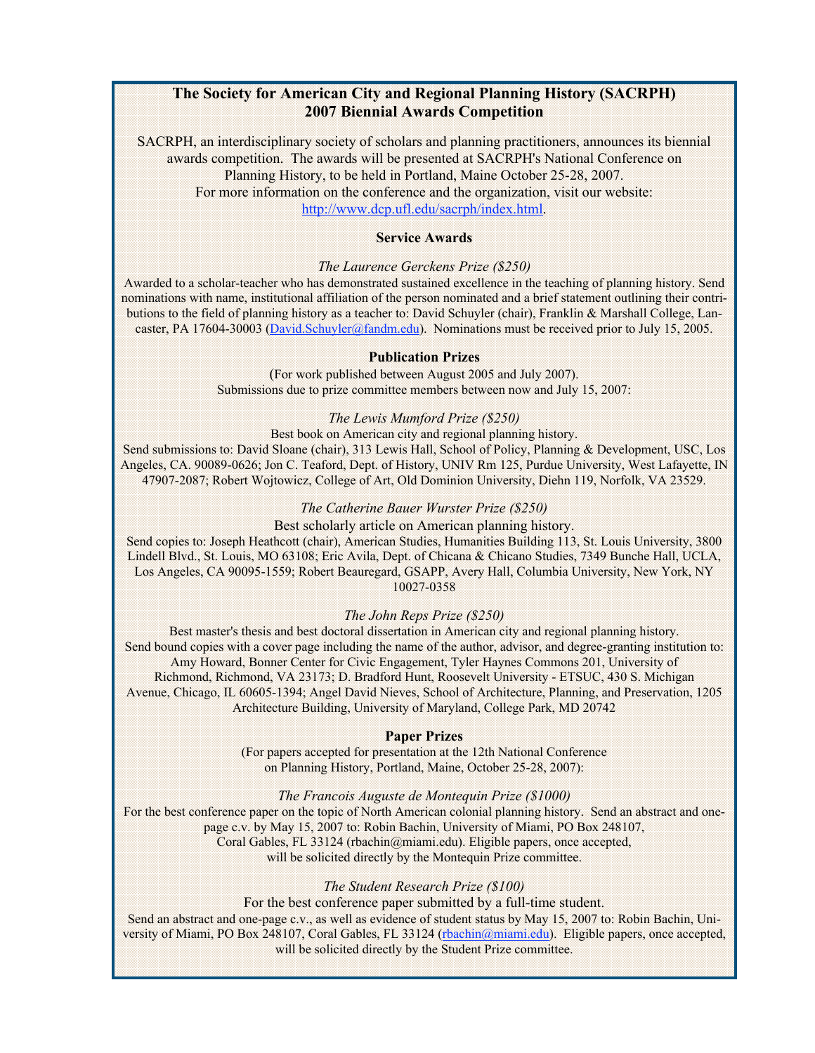## The Society for American City and Regional Planning History (SACRPH) 2007 Biennial Awards Competition

SACRPH, an interdisciplinary society of scholars and planning practitioners, announces its biennial awards competition. The awards will be presented at SACRPH's National Conference on Planning History, to be held in Portland, Maine October 25-28, 2007. For more information on the conference and the organization, visit our website: http://www.dcp.ufl.edu/sacrph/index.html.

### Service Awards

*The Laurence Gerckens Prize ($250)*

Awarded to a scholar-teacher who has demonstrated sustained excellence in the teaching of planning history. Send nominations with name, institutional affiliation of the person nominated and a brief statement outlining their contributions to the field of planning history as a teacher to: David Schuyler (chair), Franklin & Marshall College, Lancaster, PA 17604-30003 (David.Schuyler@fandm.edu). Nominations must be received prior to July 15, 2005.

### Publication Prizes

(For work published between August 2005 and July 2007).
Submissions due to prize committee members between now and July 15, 2007:

*The Lewis Mumford Prize ($250)*

Best book on American city and regional planning history.
Send submissions to: David Sloane (chair), 313 Lewis Hall, School of Policy, Planning & Development, USC, Los Angeles, CA. 90089-0626; Jon C. Teaford, Dept. of History, UNIV Rm 125, Purdue University, West Lafayette, IN 47907-2087; Robert Wojtowicz, College of Art, Old Dominion University, Diehn 119, Norfolk, VA 23529.

*The Catherine Bauer Wurster Prize ($250)*

Best scholarly article on American planning history.
Send copies to: Joseph Heathcott (chair), American Studies, Humanities Building 113, St. Louis University, 3800 Lindell Blvd., St. Louis, MO 63108; Eric Avila, Dept. of Chicana & Chicano Studies, 7349 Bunche Hall, UCLA, Los Angeles, CA 90095-1559; Robert Beauregard, GSAPP, Avery Hall, Columbia University, New York, NY 10027-0358

*The John Reps Prize ($250)*

Best master's thesis and best doctoral dissertation in American city and regional planning history.
Send bound copies with a cover page including the name of the author, advisor, and degree-granting institution to: Amy Howard, Bonner Center for Civic Engagement, Tyler Haynes Commons 201, University of Richmond, Richmond, VA 23173; D. Bradford Hunt, Roosevelt University - ETSUC, 430 S. Michigan Avenue, Chicago, IL 60605-1394; Angel David Nieves, School of Architecture, Planning, and Preservation, 1205 Architecture Building, University of Maryland, College Park, MD 20742

### Paper Prizes

(For papers accepted for presentation at the 12th National Conference on Planning History, Portland, Maine, October 25-28, 2007):

*The Francois Auguste de Montequin Prize ($1000)*

For the best conference paper on the topic of North American colonial planning history. Send an abstract and one-page c.v. by May 15, 2007 to: Robin Bachin, University of Miami, PO Box 248107, Coral Gables, FL 33124 (rbachin@miami.edu). Eligible papers, once accepted, will be solicited directly by the Montequin Prize committee.

*The Student Research Prize ($100)*

For the best conference paper submitted by a full-time student.
Send an abstract and one-page c.v., as well as evidence of student status by May 15, 2007 to: Robin Bachin, University of Miami, PO Box 248107, Coral Gables, FL 33124 (rbachin@miami.edu). Eligible papers, once accepted, will be solicited directly by the Student Prize committee.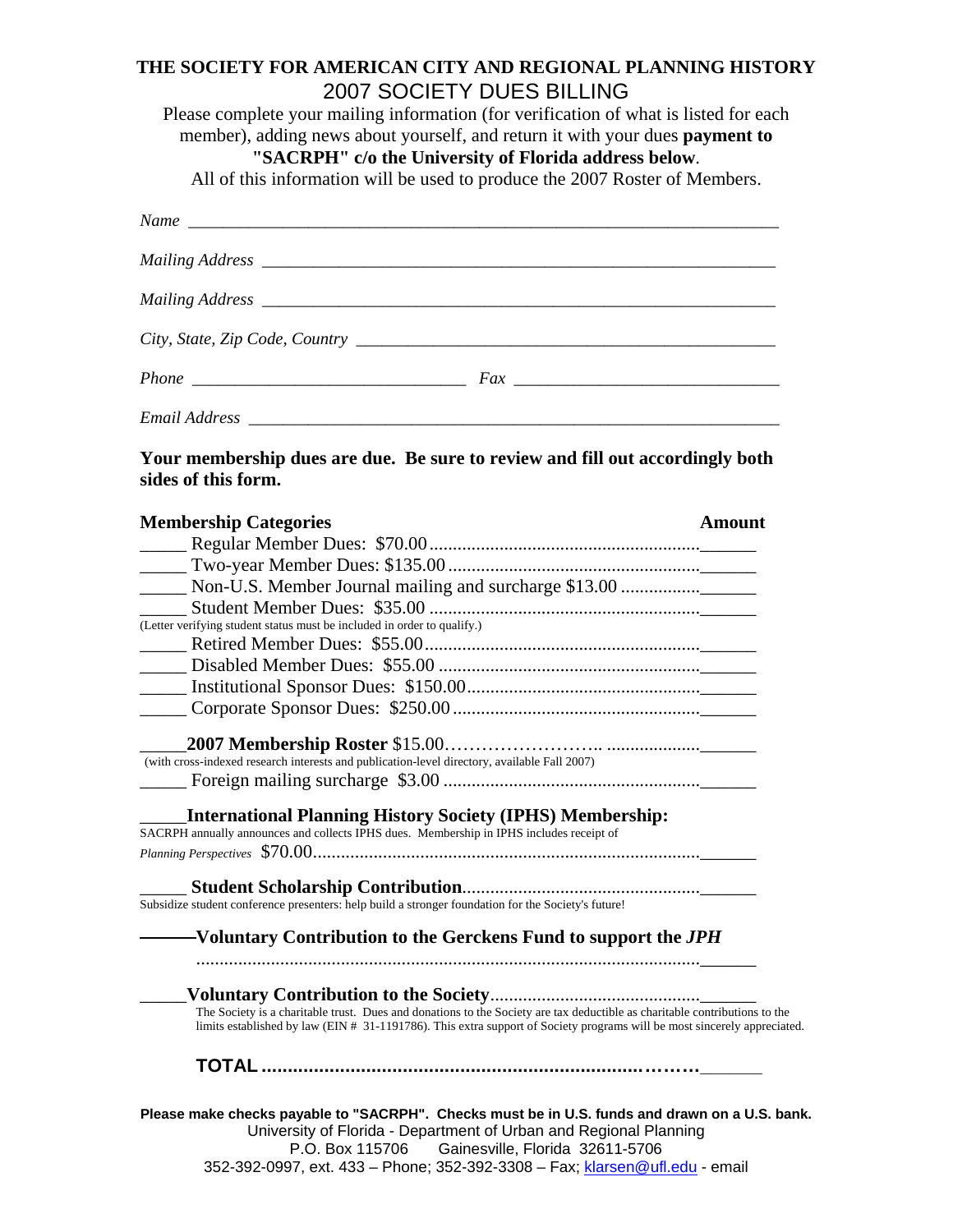**THE SOCIETY FOR AMERICAN CITY AND REGIONAL PLANNING HISTORY**

2007 SOCIETY DUES BILLING

Please complete your mailing information (for verification of what is listed for each member), adding news about yourself, and return it with your dues **payment to "SACRPH" c/o the University of Florida address below**.

All of this information will be used to produce the 2007 Roster of Members.

*Name* ________________________________________________________________

*Mailing Address* ________________________________________________________

*Mailing Address* ________________________________________________________

*City, State, Zip Code, Country* _______________________________________________

*Phone* _____________________________ *Fax* ____________________________

*Email Address* _________________________________________________________

**Your membership dues are due. Be sure to review and fill out accordingly both sides of this form.**

**Membership Categories** **Amount**

_____ Regular Member Dues: $70.00 .......................................................______

_____ Two-year Member Dues: $135.00 ...................................................______

_____ Non-U.S. Member Journal mailing and surcharge $13.00 ................______

_____ Student Member Dues: $35.00 .......................................................______

(Letter verifying student status must be included in order to qualify.)

_____ Retired Member Dues: $55.00 ........................................................______

_____ Disabled Member Dues: $55.00 .......................................................______

_____ Institutional Sponsor Dues: $150.00 ................................................______

_____ Corporate Sponsor Dues: $250.00 ...................................................______

_____**2007 Membership Roster** $15.00…………………….. ..................______

(with cross-indexed research interests and publication-level directory, available Fall 2007)

_____ Foreign mailing surcharge $3.00 .....................................................______

_____**International Planning History Society (IPHS) Membership:**

SACRPH annually announces and collects IPHS dues. Membership in IPHS includes receipt of *Planning Perspectives* $70.00.................................................................................______

_____ **Student Scholarship Contribution**..................................................______

Subsidize student conference presenters: help build a stronger foundation for the Society's future!

______**Voluntary Contribution to the Gerckens Fund to support the *JPH***

..........................................................................................................______

_____**Voluntary Contribution to the Society**............................................______

The Society is a charitable trust. Dues and donations to the Society are tax deductible as charitable contributions to the limits established by law (EIN # 31-1191786). This extra support of Society programs will be most sincerely appreciated.

**TOTAL** ......................................................................………______

**Please make checks payable to "SACRPH". Checks must be in U.S. funds and drawn on a U.S. bank.**

University of Florida - Department of Urban and Regional Planning

P.O. Box 115706 Gainesville, Florida 32611-5706

352-392-0997, ext. 433 – Phone; 352-392-3308 – Fax; klarsen@ufl.edu - email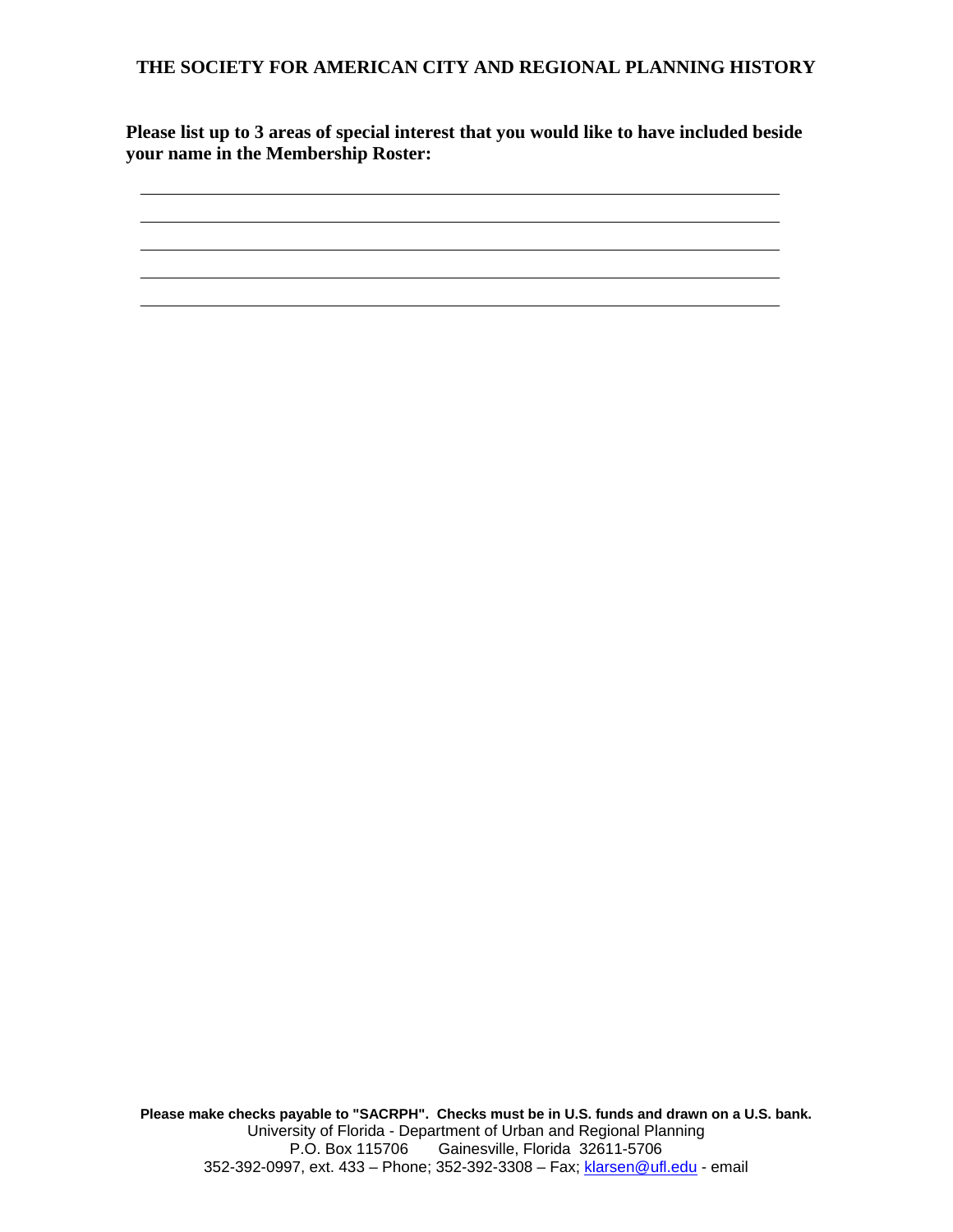**THE SOCIETY FOR AMERICAN CITY AND REGIONAL PLANNING HISTORY**

**Please list up to 3 areas of special interest that you would like to have included beside your name in the Membership Roster:**

______________________________________________________________________

______________________________________________________________________

______________________________________________________________________

______________________________________________________________________

______________________________________________________________________

**Please make checks payable to "SACRPH". Checks must be in U.S. funds and drawn on a U.S. bank.**
University of Florida - Department of Urban and Regional Planning
P.O. Box 115706 Gainesville, Florida 32611-5706
352-392-0997, ext. 433 – Phone; 352-392-3308 – Fax; klarsen@ufl.edu - email